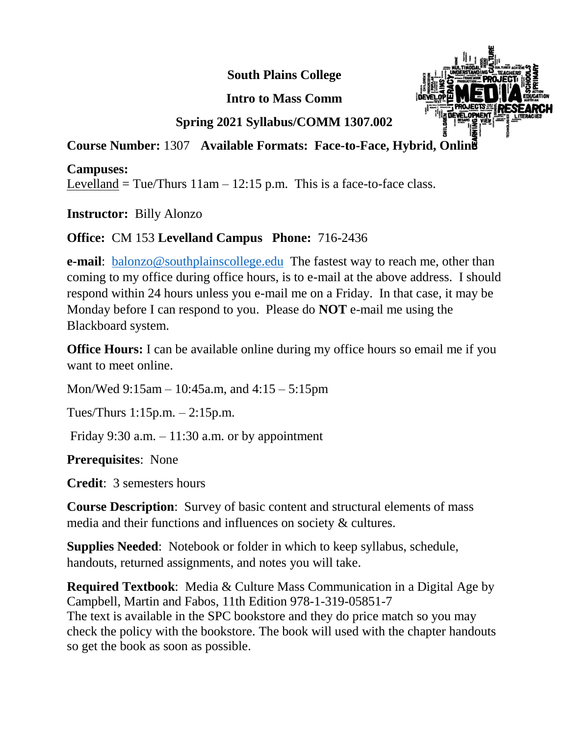**South Plains College**

**Intro to Mass Comm**

**Spring 2021 Syllabus/COMM 1307.002**

**Course Number:** 1307 **Available Formats: Face-to-Face, Hybrid, Online**

**Campuses:**
Levelland = Tue/Thurs 11am – 12:15 p.m. This is a face-to-face class.

**Instructor:** Billy Alonzo

**Office:** CM 153 **Levelland Campus** **Phone:** 716-2436

**e-mail**: balonzo@southplainscollege.edu The fastest way to reach me, other than coming to my office during office hours, is to e-mail at the above address. I should respond within 24 hours unless you e-mail me on a Friday. In that case, it may be Monday before I can respond to you. Please do **NOT** e-mail me using the Blackboard system.

**Office Hours:** I can be available online during my office hours so email me if you want to meet online.

Mon/Wed 9:15am – 10:45a.m, and 4:15 – 5:15pm

Tues/Thurs 1:15p.m. – 2:15p.m.

Friday 9:30 a.m. – 11:30 a.m. or by appointment

**Prerequisites**: None

**Credit**: 3 semesters hours

**Course Description**: Survey of basic content and structural elements of mass media and their functions and influences on society & cultures.

**Supplies Needed**: Notebook or folder in which to keep syllabus, schedule, handouts, returned assignments, and notes you will take.

**Required Textbook**: Media & Culture Mass Communication in a Digital Age by Campbell, Martin and Fabos, 11th Edition 978-1-319-05851-7
The text is available in the SPC bookstore and they do price match so you may check the policy with the bookstore. The book will used with the chapter handouts so get the book as soon as possible.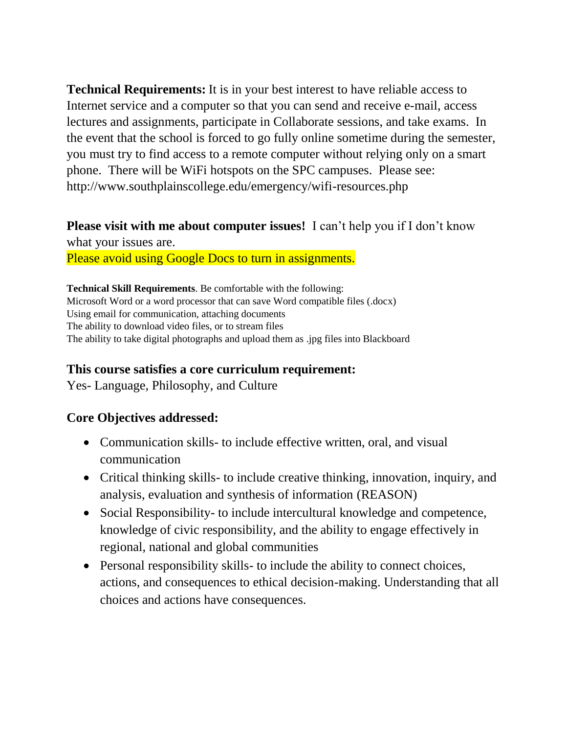**Technical Requirements:** It is in your best interest to have reliable access to Internet service and a computer so that you can send and receive e-mail, access lectures and assignments, participate in Collaborate sessions, and take exams. In the event that the school is forced to go fully online sometime during the semester, you must try to find access to a remote computer without relying only on a smart phone. There will be WiFi hotspots on the SPC campuses. Please see: http://www.southplainscollege.edu/emergency/wifi-resources.php

**Please visit with me about computer issues!** I can't help you if I don't know what your issues are.
Please avoid using Google Docs to turn in assignments.

**Technical Skill Requirements**. Be comfortable with the following:
Microsoft Word or a word processor that can save Word compatible files (.docx)
Using email for communication, attaching documents
The ability to download video files, or to stream files
The ability to take digital photographs and upload them as .jpg files into Blackboard

### This course satisfies a core curriculum requirement:

Yes- Language, Philosophy, and Culture

### Core Objectives addressed:

- Communication skills- to include effective written, oral, and visual communication
- Critical thinking skills- to include creative thinking, innovation, inquiry, and analysis, evaluation and synthesis of information (REASON)
- Social Responsibility- to include intercultural knowledge and competence, knowledge of civic responsibility, and the ability to engage effectively in regional, national and global communities
- Personal responsibility skills- to include the ability to connect choices, actions, and consequences to ethical decision-making. Understanding that all choices and actions have consequences.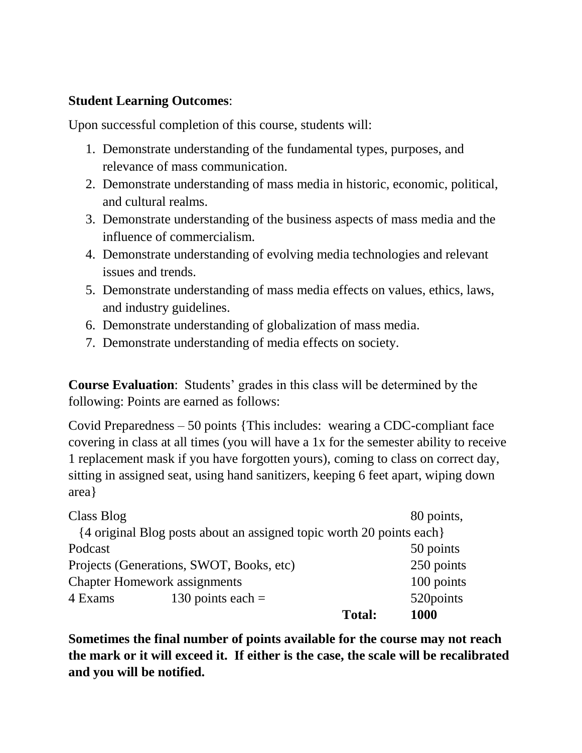**Student Learning Outcomes**:

Upon successful completion of this course, students will:

1. Demonstrate understanding of the fundamental types, purposes, and relevance of mass communication.
2. Demonstrate understanding of mass media in historic, economic, political, and cultural realms.
3. Demonstrate understanding of the business aspects of mass media and the influence of commercialism.
4. Demonstrate understanding of evolving media technologies and relevant issues and trends.
5. Demonstrate understanding of mass media effects on values, ethics, laws, and industry guidelines.
6. Demonstrate understanding of globalization of mass media.
7. Demonstrate understanding of media effects on society.

**Course Evaluation**: Students' grades in this class will be determined by the following: Points are earned as follows:

Covid Preparedness – 50 points {This includes: wearing a CDC-compliant face covering in class at all times (you will have a 1x for the semester ability to receive 1 replacement mask if you have forgotten yours), coming to class on correct day, sitting in assigned seat, using hand sanitizers, keeping 6 feet apart, wiping down area}

| | | | |
|---|---|---|---|
| Class Blog | | | 80 points, |
| {4 original Blog posts about an assigned topic worth 20 points each} | | | |
| Podcast | | | 50 points |
| Projects (Generations, SWOT, Books, etc) | | | 250 points |
| Chapter Homework assignments | | | 100 points |
| 4 Exams | 130 points each = | | 520points |
| | | **Total:** | **1000** |

**Sometimes the final number of points available for the course may not reach the mark or it will exceed it. If either is the case, the scale will be recalibrated and you will be notified.**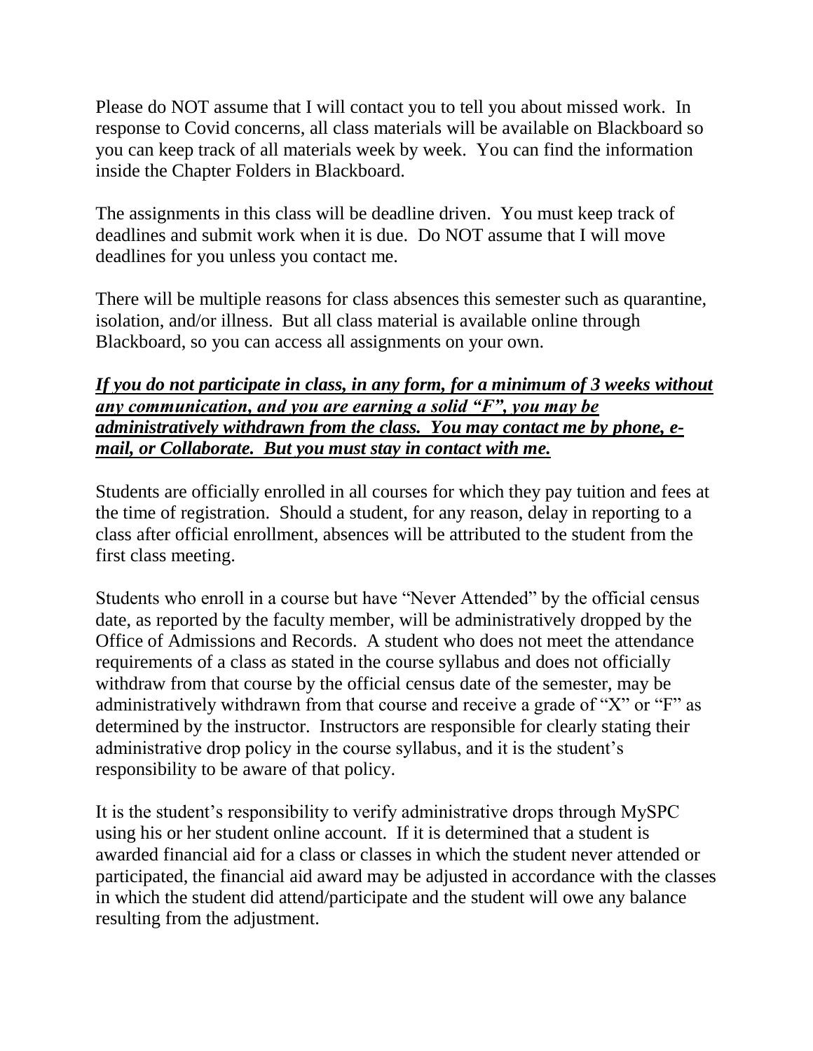Please do NOT assume that I will contact you to tell you about missed work. In response to Covid concerns, all class materials will be available on Blackboard so you can keep track of all materials week by week. You can find the information inside the Chapter Folders in Blackboard.

The assignments in this class will be deadline driven. You must keep track of deadlines and submit work when it is due. Do NOT assume that I will move deadlines for you unless you contact me.

There will be multiple reasons for class absences this semester such as quarantine, isolation, and/or illness. But all class material is available online through Blackboard, so you can access all assignments on your own.

***<u>If you do not participate in class, in any form, for a minimum of 3 weeks without any communication, and you are earning a solid "F", you may be administratively withdrawn from the class. You may contact me by phone, e-mail, or Collaborate. But you must stay in contact with me.</u>***

Students are officially enrolled in all courses for which they pay tuition and fees at the time of registration. Should a student, for any reason, delay in reporting to a class after official enrollment, absences will be attributed to the student from the first class meeting.

Students who enroll in a course but have "Never Attended" by the official census date, as reported by the faculty member, will be administratively dropped by the Office of Admissions and Records. A student who does not meet the attendance requirements of a class as stated in the course syllabus and does not officially withdraw from that course by the official census date of the semester, may be administratively withdrawn from that course and receive a grade of "X" or "F" as determined by the instructor. Instructors are responsible for clearly stating their administrative drop policy in the course syllabus, and it is the student's responsibility to be aware of that policy.

It is the student's responsibility to verify administrative drops through MySPC using his or her student online account. If it is determined that a student is awarded financial aid for a class or classes in which the student never attended or participated, the financial aid award may be adjusted in accordance with the classes in which the student did attend/participate and the student will owe any balance resulting from the adjustment.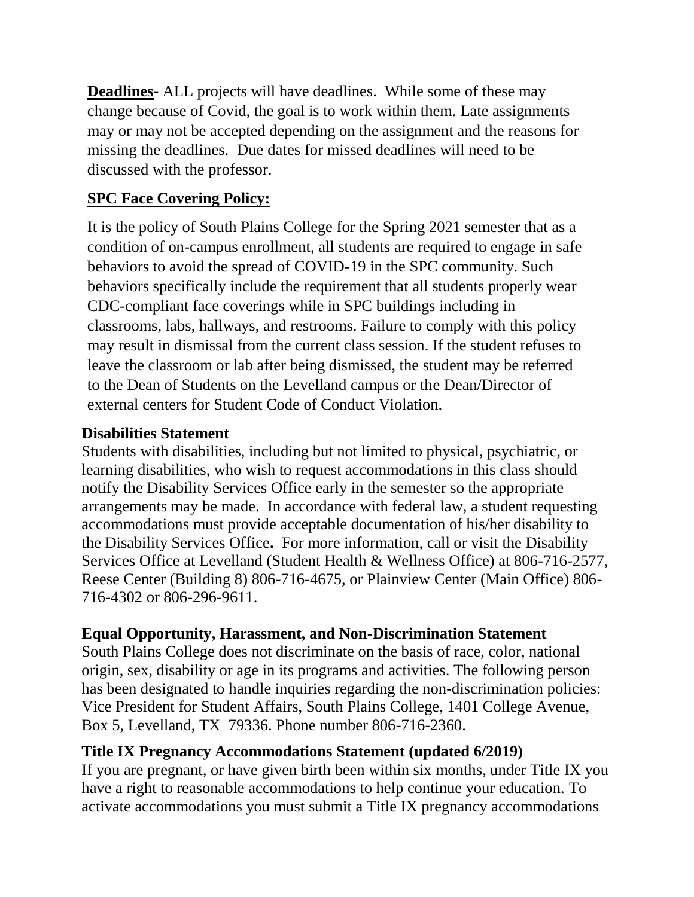**Deadlines**- ALL projects will have deadlines. While some of these may change because of Covid, the goal is to work within them. Late assignments may or may not be accepted depending on the assignment and the reasons for missing the deadlines. Due dates for missed deadlines will need to be discussed with the professor.

**SPC Face Covering Policy:**

It is the policy of South Plains College for the Spring 2021 semester that as a condition of on-campus enrollment, all students are required to engage in safe behaviors to avoid the spread of COVID-19 in the SPC community. Such behaviors specifically include the requirement that all students properly wear CDC-compliant face coverings while in SPC buildings including in classrooms, labs, hallways, and restrooms. Failure to comply with this policy may result in dismissal from the current class session. If the student refuses to leave the classroom or lab after being dismissed, the student may be referred to the Dean of Students on the Levelland campus or the Dean/Director of external centers for Student Code of Conduct Violation.

**Disabilities Statement**

Students with disabilities, including but not limited to physical, psychiatric, or learning disabilities, who wish to request accommodations in this class should notify the Disability Services Office early in the semester so the appropriate arrangements may be made. In accordance with federal law, a student requesting accommodations must provide acceptable documentation of his/her disability to the Disability Services Office**.** For more information, call or visit the Disability Services Office at Levelland (Student Health & Wellness Office) at 806-716-2577, Reese Center (Building 8) 806-716-4675, or Plainview Center (Main Office) 806-716-4302 or 806-296-9611.

**Equal Opportunity, Harassment, and Non-Discrimination Statement**

South Plains College does not discriminate on the basis of race, color, national origin, sex, disability or age in its programs and activities. The following person has been designated to handle inquiries regarding the non-discrimination policies: Vice President for Student Affairs, South Plains College, 1401 College Avenue, Box 5, Levelland, TX 79336. Phone number 806-716-2360.

**Title IX Pregnancy Accommodations Statement (updated 6/2019)**

If you are pregnant, or have given birth been within six months, under Title IX you have a right to reasonable accommodations to help continue your education. To activate accommodations you must submit a Title IX pregnancy accommodations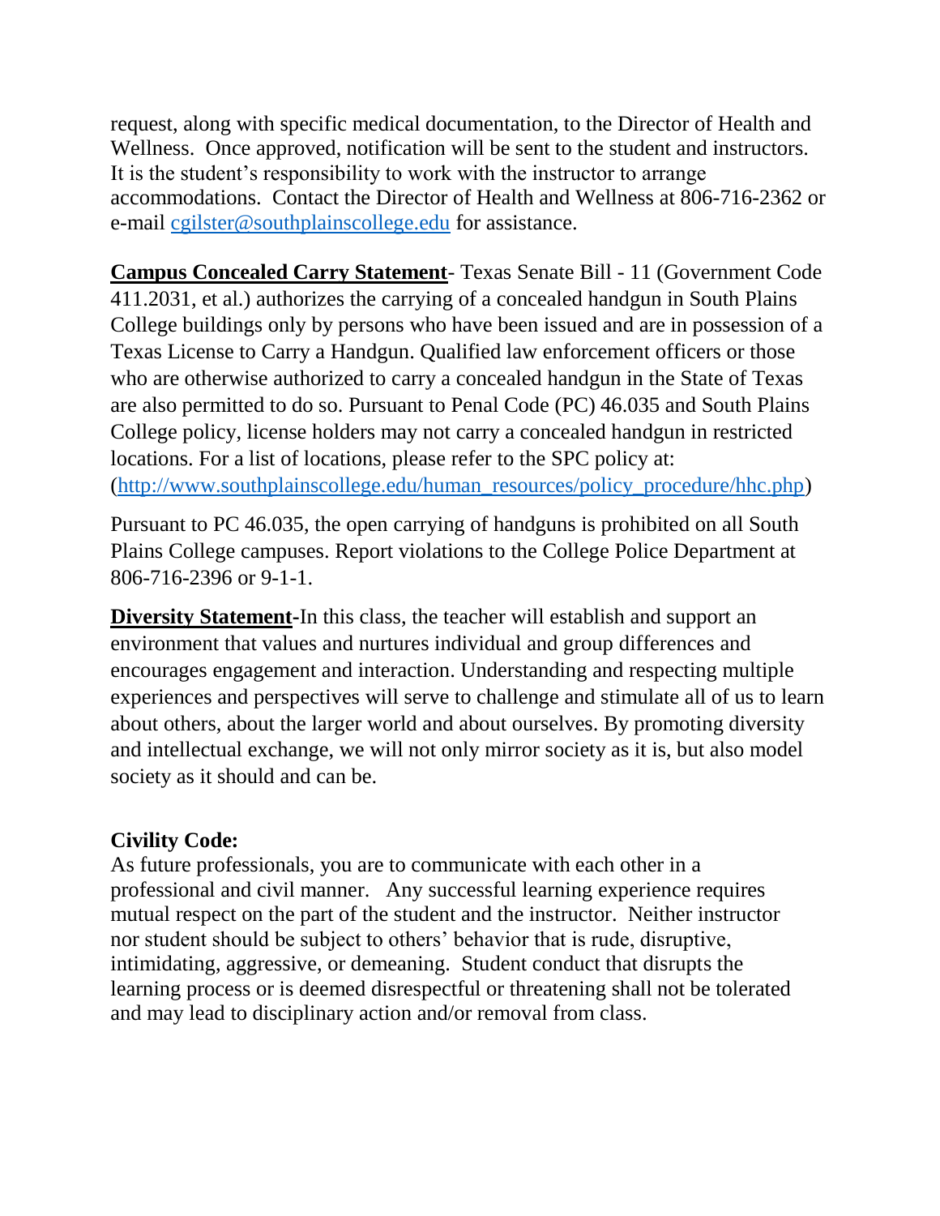request, along with specific medical documentation, to the Director of Health and Wellness. Once approved, notification will be sent to the student and instructors. It is the student's responsibility to work with the instructor to arrange accommodations. Contact the Director of Health and Wellness at 806-716-2362 or e-mail cgilster@southplainscollege.edu for assistance.

**Campus Concealed Carry Statement**- Texas Senate Bill - 11 (Government Code 411.2031, et al.) authorizes the carrying of a concealed handgun in South Plains College buildings only by persons who have been issued and are in possession of a Texas License to Carry a Handgun. Qualified law enforcement officers or those who are otherwise authorized to carry a concealed handgun in the State of Texas are also permitted to do so. Pursuant to Penal Code (PC) 46.035 and South Plains College policy, license holders may not carry a concealed handgun in restricted locations. For a list of locations, please refer to the SPC policy at: (http://www.southplainscollege.edu/human_resources/policy_procedure/hhc.php)

Pursuant to PC 46.035, the open carrying of handguns is prohibited on all South Plains College campuses. Report violations to the College Police Department at 806-716-2396 or 9-1-1.

**Diversity Statement**-In this class, the teacher will establish and support an environment that values and nurtures individual and group differences and encourages engagement and interaction. Understanding and respecting multiple experiences and perspectives will serve to challenge and stimulate all of us to learn about others, about the larger world and about ourselves. By promoting diversity and intellectual exchange, we will not only mirror society as it is, but also model society as it should and can be.

**Civility Code:**

As future professionals, you are to communicate with each other in a professional and civil manner. Any successful learning experience requires mutual respect on the part of the student and the instructor. Neither instructor nor student should be subject to others' behavior that is rude, disruptive, intimidating, aggressive, or demeaning. Student conduct that disrupts the learning process or is deemed disrespectful or threatening shall not be tolerated and may lead to disciplinary action and/or removal from class.